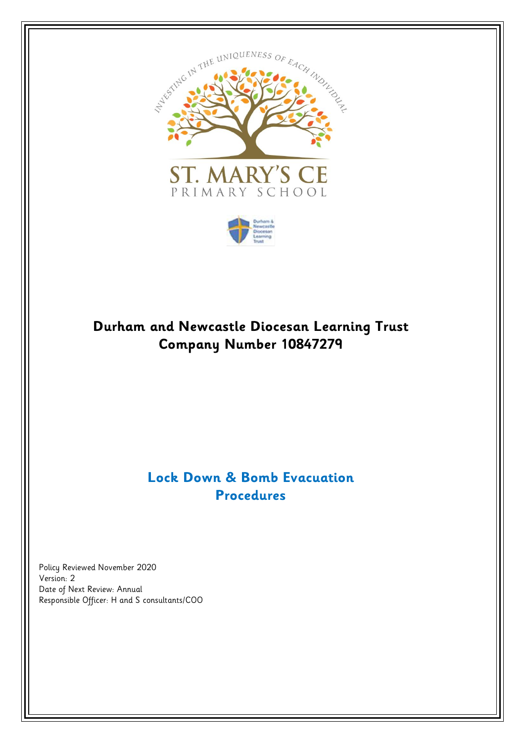INVESTING IN THE UNIQUENESS OF EACH INDIVIDUAL

ST. MARY'S CE
PRIMARY SCHOOL

Durham & Newcastle Diocesan Learning Trust

**Durham and Newcastle Diocesan Learning Trust**
**Company Number 10847279**

# Lock Down & Bomb Evacuation Procedures

Policy Reviewed November 2020
Version: 2
Date of Next Review: Annual
Responsible Officer: H and S consultants/COO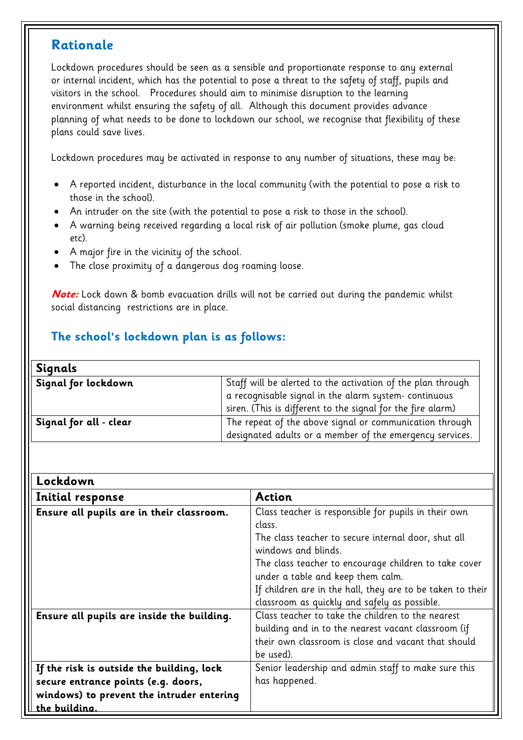## Rationale

Lockdown procedures should be seen as a sensible and proportionate response to any external or internal incident, which has the potential to pose a threat to the safety of staff, pupils and visitors in the school. Procedures should aim to minimise disruption to the learning environment whilst ensuring the safety of all. Although this document provides advance planning of what needs to be done to lockdown our school, we recognise that flexibility of these plans could save lives.

Lockdown procedures may be activated in response to any number of situations, these may be:

- A reported incident, disturbance in the local community (with the potential to pose a risk to those in the school).
- An intruder on the site (with the potential to pose a risk to those in the school).
- A warning being received regarding a local risk of air pollution (smoke plume, gas cloud etc).
- A major fire in the vicinity of the school.
- The close proximity of a dangerous dog roaming loose.

***Note:*** Lock down & bomb evacuation drills will not be carried out during the pandemic whilst social distancing restrictions are in place.

### The school's lockdown plan is as follows:

| **Signals** | |
|---|---|
| **Signal for lockdown** | Staff will be alerted to the activation of the plan through a recognisable signal in the alarm system- continuous siren. (This is different to the signal for the fire alarm) |
| **Signal for all - clear** | The repeat of the above signal or communication through designated adults or a member of the emergency services. |

| **Lockdown** | |
|---|---|
| **Initial response** | **Action** |
| **Ensure all pupils are in their classroom.** | Class teacher is responsible for pupils in their own class.<br>The class teacher to secure internal door, shut all windows and blinds.<br>The class teacher to encourage children to take cover under a table and keep them calm.<br>If children are in the hall, they are to be taken to their classroom as quickly and safely as possible. |
| **Ensure all pupils are inside the building.** | Class teacher to take the children to the nearest building and in to the nearest vacant classroom (if their own classroom is close and vacant that should be used). |
| **If the risk is outside the building, lock secure entrance points (e.g. doors, windows) to prevent the intruder entering the building.** | Senior leadership and admin staff to make sure this has happened. |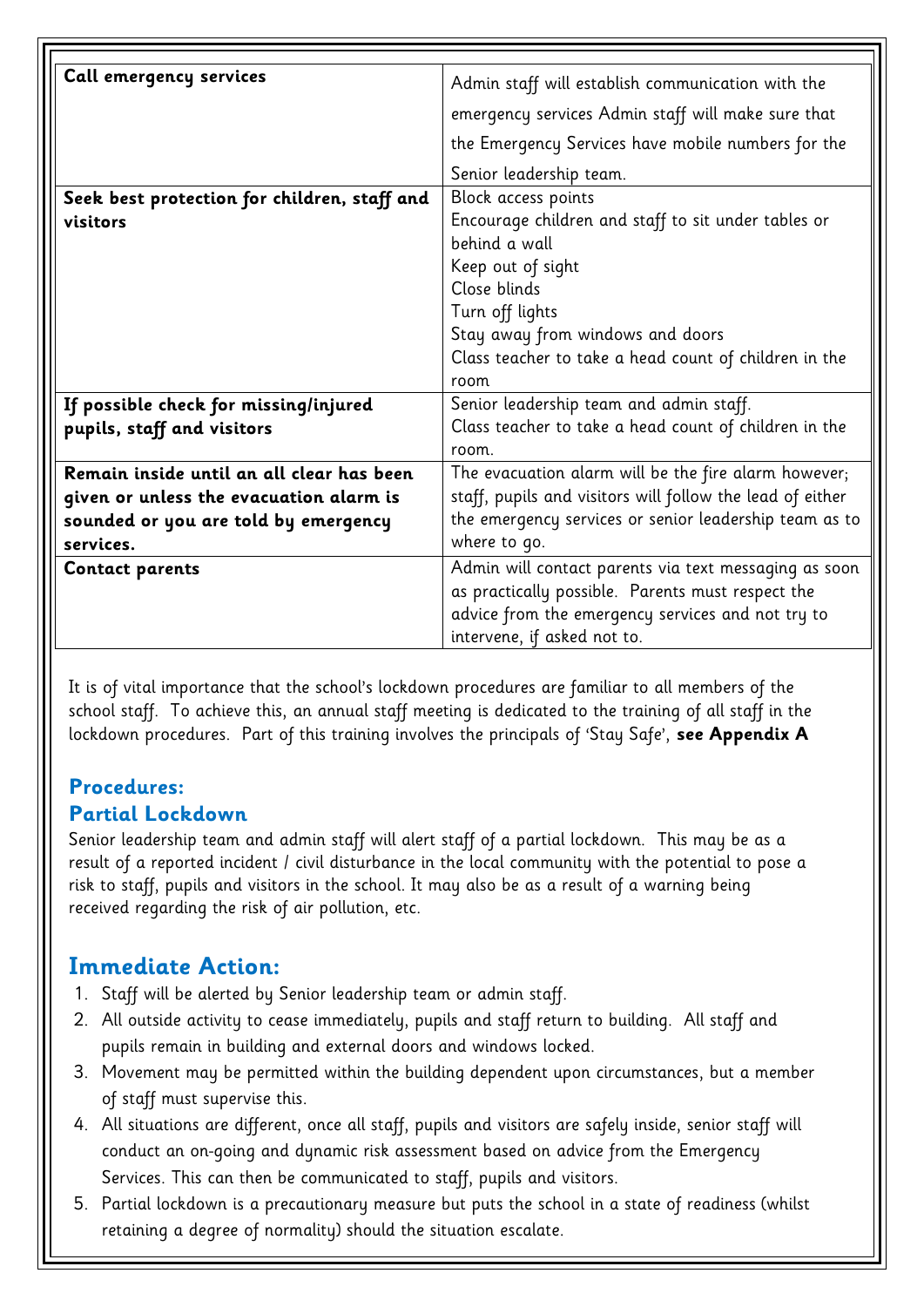| Call emergency services | Admin staff will establish communication with the emergency services Admin staff will make sure that the Emergency Services have mobile numbers for the Senior leadership team. |
|---|---|
| **Seek best protection for children, staff and visitors** | Block access points<br>Encourage children and staff to sit under tables or behind a wall<br>Keep out of sight<br>Close blinds<br>Turn off lights<br>Stay away from windows and doors<br>Class teacher to take a head count of children in the room |
| **If possible check for missing/injured pupils, staff and visitors** | Senior leadership team and admin staff.<br>Class teacher to take a head count of children in the room. |
| **Remain inside until an all clear has been given or unless the evacuation alarm is sounded or you are told by emergency services.** | The evacuation alarm will be the fire alarm however; staff, pupils and visitors will follow the lead of either the emergency services or senior leadership team as to where to go. |
| **Contact parents** | Admin will contact parents via text messaging as soon as practically possible. Parents must respect the advice from the emergency services and not try to intervene, if asked not to. |

It is of vital importance that the school's lockdown procedures are familiar to all members of the school staff. To achieve this, an annual staff meeting is dedicated to the training of all staff in the lockdown procedures. Part of this training involves the principals of 'Stay Safe', **see Appendix A**

## Procedures:

## Partial Lockdown

Senior leadership team and admin staff will alert staff of a partial lockdown. This may be as a result of a reported incident / civil disturbance in the local community with the potential to pose a risk to staff, pupils and visitors in the school. It may also be as a result of a warning being received regarding the risk of air pollution, etc.

## Immediate Action:

1. Staff will be alerted by Senior leadership team or admin staff.
2. All outside activity to cease immediately, pupils and staff return to building. All staff and pupils remain in building and external doors and windows locked.
3. Movement may be permitted within the building dependent upon circumstances, but a member of staff must supervise this.
4. All situations are different, once all staff, pupils and visitors are safely inside, senior staff will conduct an on-going and dynamic risk assessment based on advice from the Emergency Services. This can then be communicated to staff, pupils and visitors.
5. Partial lockdown is a precautionary measure but puts the school in a state of readiness (whilst retaining a degree of normality) should the situation escalate.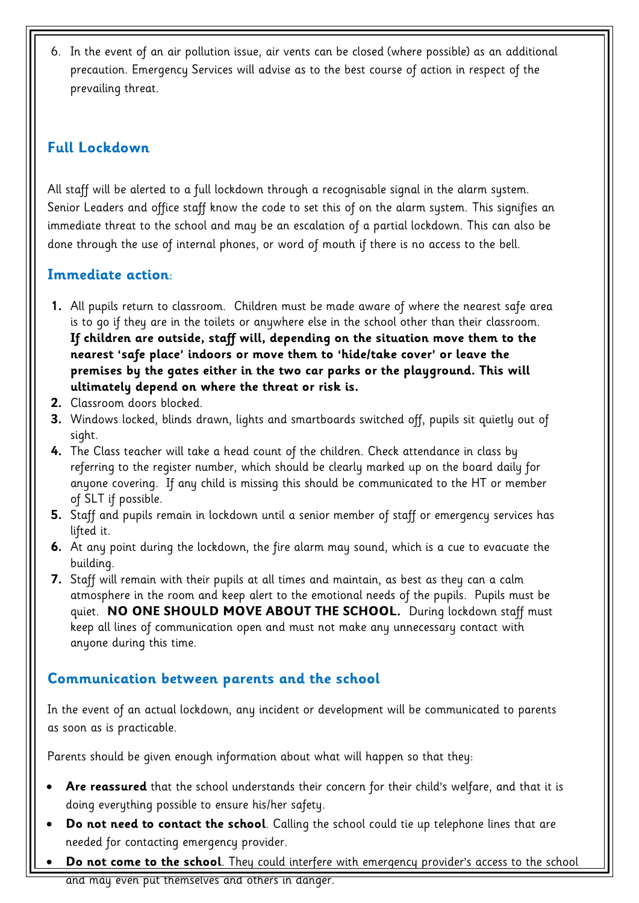6. In the event of an air pollution issue, air vents can be closed (where possible) as an additional precaution. Emergency Services will advise as to the best course of action in respect of the prevailing threat.

## Full Lockdown

All staff will be alerted to a full lockdown through a recognisable signal in the alarm system. Senior Leaders and office staff know the code to set this of on the alarm system. This signifies an immediate threat to the school and may be an escalation of a partial lockdown. This can also be done through the use of internal phones, or word of mouth if there is no access to the bell.

### Immediate action:

1. All pupils return to classroom. Children must be made aware of where the nearest safe area is to go if they are in the toilets or anywhere else in the school other than their classroom. **If children are outside, staff will, depending on the situation move them to the nearest 'safe place' indoors or move them to 'hide/take cover' or leave the premises by the gates either in the two car parks or the playground. This will ultimately depend on where the threat or risk is.**
2. Classroom doors blocked.
3. Windows locked, blinds drawn, lights and smartboards switched off, pupils sit quietly out of sight.
4. The Class teacher will take a head count of the children. Check attendance in class by referring to the register number, which should be clearly marked up on the board daily for anyone covering. If any child is missing this should be communicated to the HT or member of SLT if possible.
5. Staff and pupils remain in lockdown until a senior member of staff or emergency services has lifted it.
6. At any point during the lockdown, the fire alarm may sound, which is a cue to evacuate the building.
7. Staff will remain with their pupils at all times and maintain, as best as they can a calm atmosphere in the room and keep alert to the emotional needs of the pupils. Pupils must be quiet. **NO ONE SHOULD MOVE ABOUT THE SCHOOL.** During lockdown staff must keep all lines of communication open and must not make any unnecessary contact with anyone during this time.

## Communication between parents and the school

In the event of an actual lockdown, any incident or development will be communicated to parents as soon as is practicable.

Parents should be given enough information about what will happen so that they:

- **Are reassured** that the school understands their concern for their child's welfare, and that it is doing everything possible to ensure his/her safety.
- **Do not need to contact the school**. Calling the school could tie up telephone lines that are needed for contacting emergency provider.
- **Do not come to the school**. They could interfere with emergency provider's access to the school and may even put themselves and others in danger.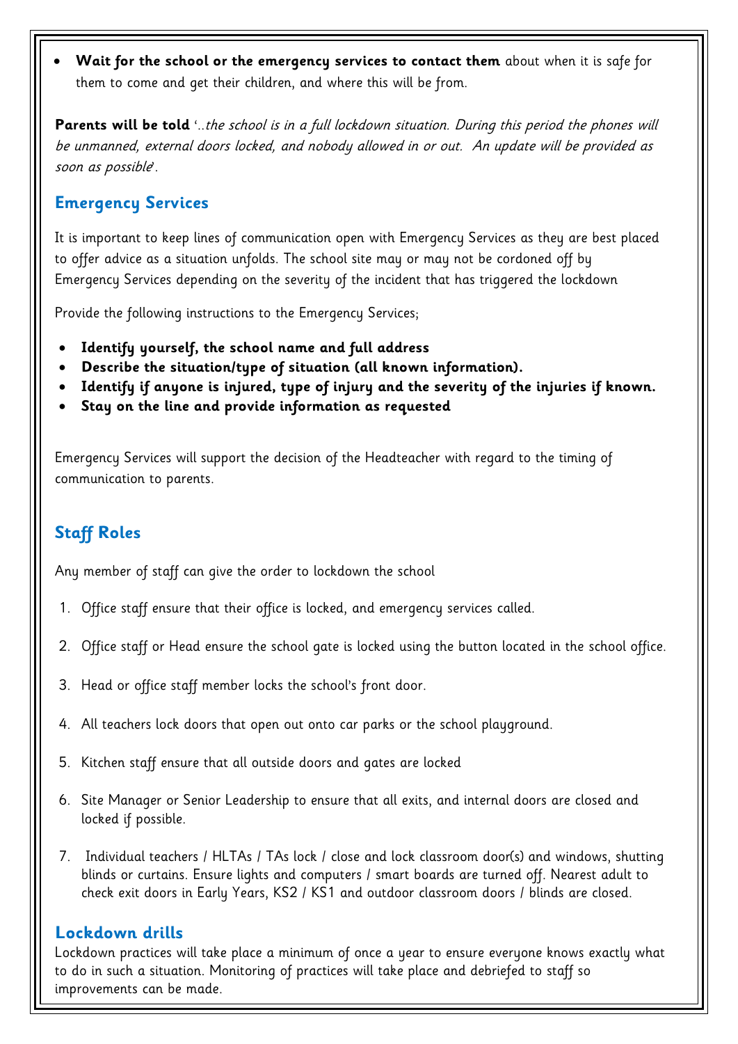- **Wait for the school or the emergency services to contact them** about when it is safe for them to come and get their children, and where this will be from.

**Parents will be told** '..*the school is in a full lockdown situation. During this period the phones will be unmanned, external doors locked, and nobody allowed in or out. An update will be provided as soon as possible*'.

## Emergency Services

It is important to keep lines of communication open with Emergency Services as they are best placed to offer advice as a situation unfolds. The school site may or may not be cordoned off by Emergency Services depending on the severity of the incident that has triggered the lockdown

Provide the following instructions to the Emergency Services;

- **Identify yourself, the school name and full address**
- **Describe the situation/type of situation (all known information).**
- **Identify if anyone is injured, type of injury and the severity of the injuries if known.**
- **Stay on the line and provide information as requested**

Emergency Services will support the decision of the Headteacher with regard to the timing of communication to parents.

## Staff Roles

Any member of staff can give the order to lockdown the school

1. Office staff ensure that their office is locked, and emergency services called.
2. Office staff or Head ensure the school gate is locked using the button located in the school office.
3. Head or office staff member locks the school's front door.
4. All teachers lock doors that open out onto car parks or the school playground.
5. Kitchen staff ensure that all outside doors and gates are locked
6. Site Manager or Senior Leadership to ensure that all exits, and internal doors are closed and locked if possible.
7. Individual teachers / HLTAs / TAs lock / close and lock classroom door(s) and windows, shutting blinds or curtains. Ensure lights and computers / smart boards are turned off. Nearest adult to check exit doors in Early Years, KS2 / KS1 and outdoor classroom doors / blinds are closed.

## Lockdown drills

Lockdown practices will take place a minimum of once a year to ensure everyone knows exactly what to do in such a situation. Monitoring of practices will take place and debriefed to staff so improvements can be made.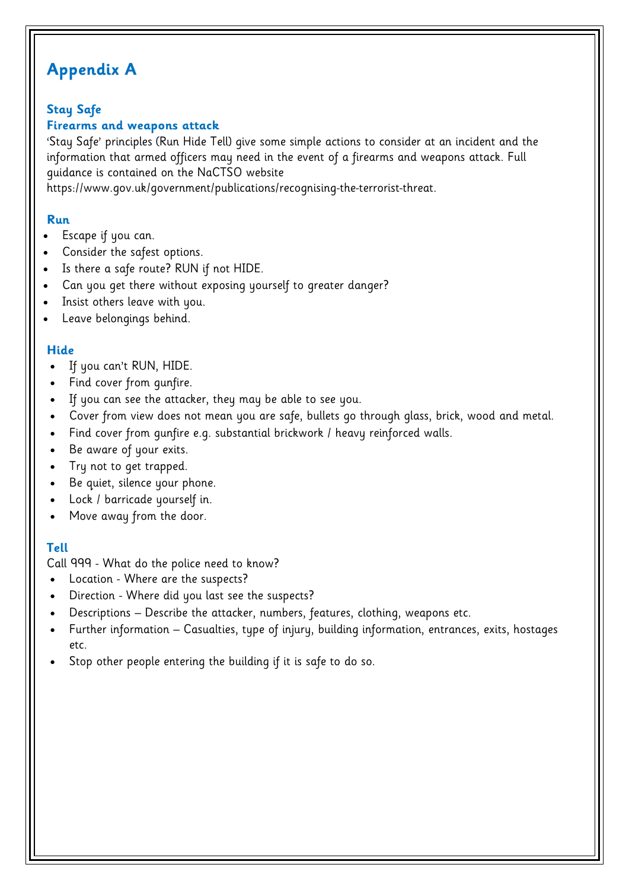# Appendix A

### Stay Safe

### Firearms and weapons attack

'Stay Safe' principles (Run Hide Tell) give some simple actions to consider at an incident and the information that armed officers may need in the event of a firearms and weapons attack. Full guidance is contained on the NaCTSO website https://www.gov.uk/government/publications/recognising-the-terrorist-threat.

### Run

- Escape if you can.
- Consider the safest options.
- Is there a safe route? RUN if not HIDE.
- Can you get there without exposing yourself to greater danger?
- Insist others leave with you.
- Leave belongings behind.

### Hide

- If you can't RUN, HIDE.
- Find cover from gunfire.
- If you can see the attacker, they may be able to see you.
- Cover from view does not mean you are safe, bullets go through glass, brick, wood and metal.
- Find cover from gunfire e.g. substantial brickwork / heavy reinforced walls.
- Be aware of your exits.
- Try not to get trapped.
- Be quiet, silence your phone.
- Lock / barricade yourself in.
- Move away from the door.

### Tell

Call 999 - What do the police need to know?

- Location - Where are the suspects?
- Direction - Where did you last see the suspects?
- Descriptions – Describe the attacker, numbers, features, clothing, weapons etc.
- Further information – Casualties, type of injury, building information, entrances, exits, hostages etc.
- Stop other people entering the building if it is safe to do so.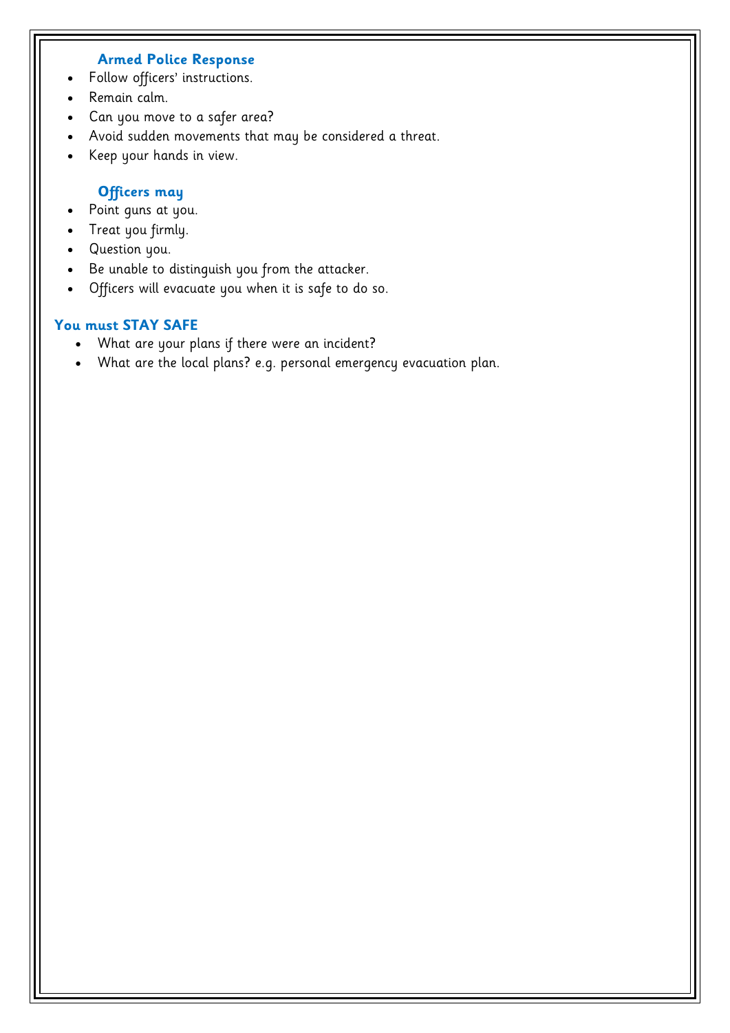### Armed Police Response

- Follow officers' instructions.
- Remain calm.
- Can you move to a safer area?
- Avoid sudden movements that may be considered a threat.
- Keep your hands in view.

### Officers may

- Point guns at you.
- Treat you firmly.
- Question you.
- Be unable to distinguish you from the attacker.
- Officers will evacuate you when it is safe to do so.

### You must STAY SAFE

- What are your plans if there were an incident?
- What are the local plans? e.g. personal emergency evacuation plan.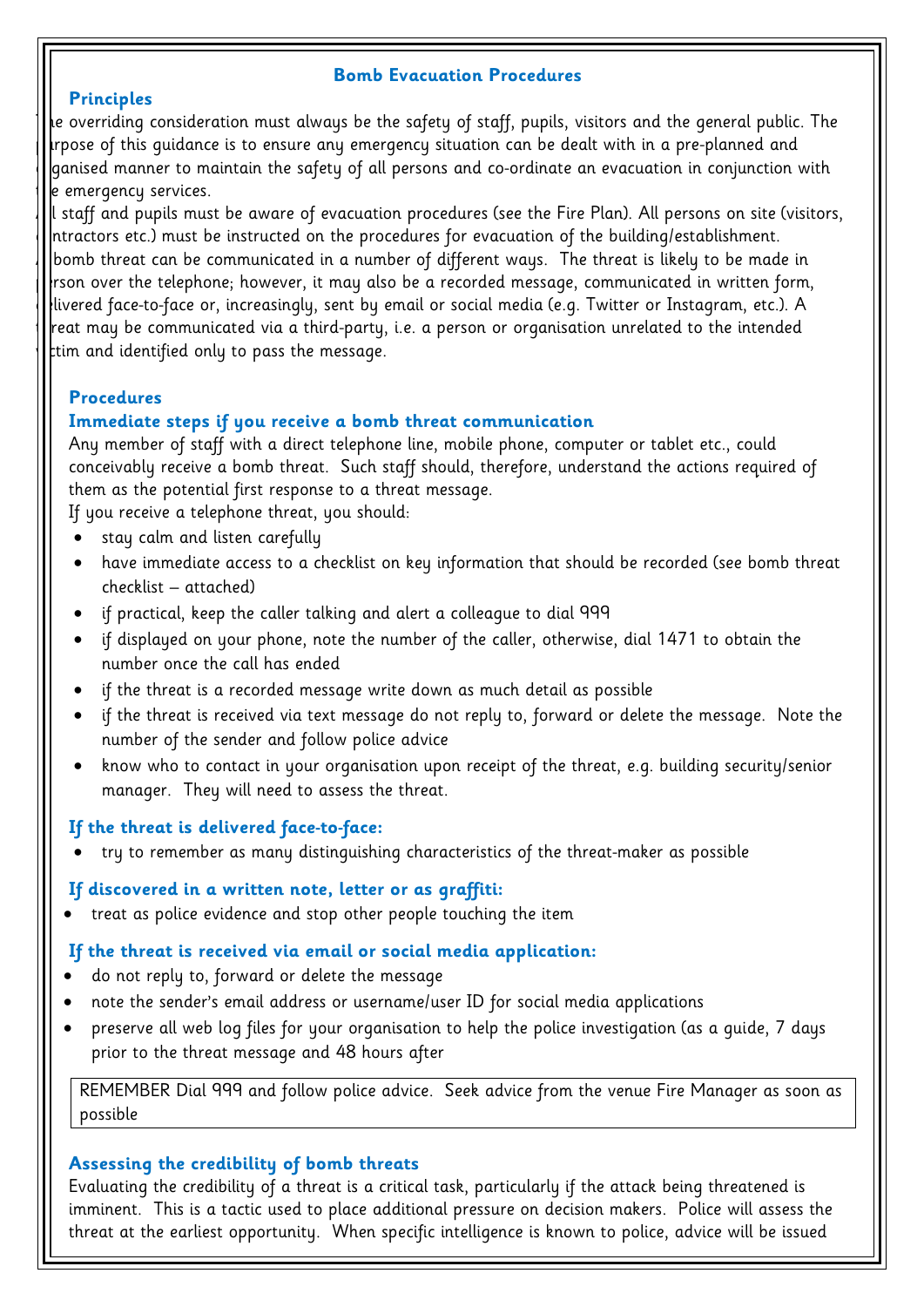## Bomb Evacuation Procedures

### Principles

The overriding consideration must always be the safety of staff, pupils, visitors and the general public. The purpose of this guidance is to ensure any emergency situation can be dealt with in a pre-planned and organised manner to maintain the safety of all persons and co-ordinate an evacuation in conjunction with the emergency services.

All staff and pupils must be aware of evacuation procedures (see the Fire Plan). All persons on site (visitors, contractors etc.) must be instructed on the procedures for evacuation of the building/establishment.

A bomb threat can be communicated in a number of different ways. The threat is likely to be made in person over the telephone; however, it may also be a recorded message, communicated in written form, delivered face-to-face or, increasingly, sent by email or social media (e.g. Twitter or Instagram, etc.). A threat may be communicated via a third-party, i.e. a person or organisation unrelated to the intended victim and identified only to pass the message.

### Procedures

#### Immediate steps if you receive a bomb threat communication

Any member of staff with a direct telephone line, mobile phone, computer or tablet etc., could conceivably receive a bomb threat. Such staff should, therefore, understand the actions required of them as the potential first response to a threat message.

If you receive a telephone threat, you should:

- stay calm and listen carefully
- have immediate access to a checklist on key information that should be recorded (see bomb threat checklist – attached)
- if practical, keep the caller talking and alert a colleague to dial 999
- if displayed on your phone, note the number of the caller, otherwise, dial 1471 to obtain the number once the call has ended
- if the threat is a recorded message write down as much detail as possible
- if the threat is received via text message do not reply to, forward or delete the message. Note the number of the sender and follow police advice
- know who to contact in your organisation upon receipt of the threat, e.g. building security/senior manager. They will need to assess the threat.

#### If the threat is delivered face-to-face:

- try to remember as many distinguishing characteristics of the threat-maker as possible

#### If discovered in a written note, letter or as graffiti:

- treat as police evidence and stop other people touching the item

#### If the threat is received via email or social media application:

- do not reply to, forward or delete the message
- note the sender's email address or username/user ID for social media applications
- preserve all web log files for your organisation to help the police investigation (as a guide, 7 days prior to the threat message and 48 hours after

REMEMBER Dial 999 and follow police advice. Seek advice from the venue Fire Manager as soon as possible

#### Assessing the credibility of bomb threats

Evaluating the credibility of a threat is a critical task, particularly if the attack being threatened is imminent. This is a tactic used to place additional pressure on decision makers. Police will assess the threat at the earliest opportunity. When specific intelligence is known to police, advice will be issued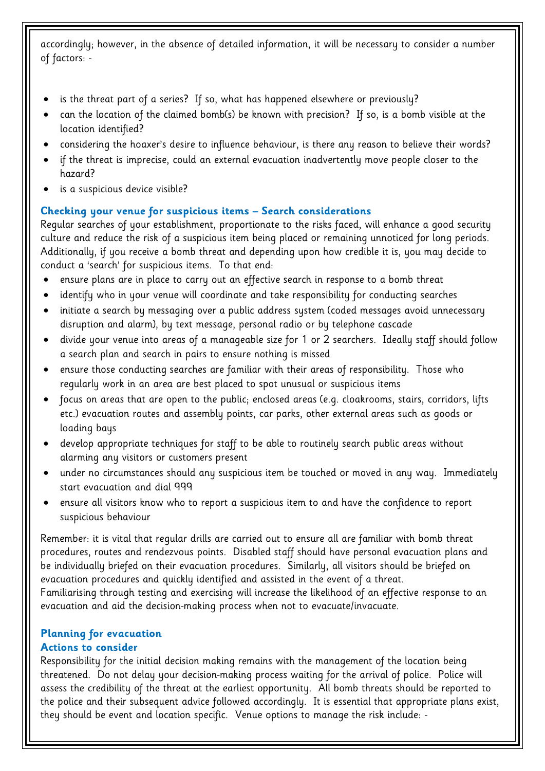accordingly; however, in the absence of detailed information, it will be necessary to consider a number of factors: -

- is the threat part of a series? If so, what has happened elsewhere or previously?
- can the location of the claimed bomb(s) be known with precision? If so, is a bomb visible at the location identified?
- considering the hoaxer's desire to influence behaviour, is there any reason to believe their words?
- if the threat is imprecise, could an external evacuation inadvertently move people closer to the hazard?
- is a suspicious device visible?

### Checking your venue for suspicious items – Search considerations

Regular searches of your establishment, proportionate to the risks faced, will enhance a good security culture and reduce the risk of a suspicious item being placed or remaining unnoticed for long periods. Additionally, if you receive a bomb threat and depending upon how credible it is, you may decide to conduct a 'search' for suspicious items. To that end:

- ensure plans are in place to carry out an effective search in response to a bomb threat
- identify who in your venue will coordinate and take responsibility for conducting searches
- initiate a search by messaging over a public address system (coded messages avoid unnecessary disruption and alarm), by text message, personal radio or by telephone cascade
- divide your venue into areas of a manageable size for 1 or 2 searchers. Ideally staff should follow a search plan and search in pairs to ensure nothing is missed
- ensure those conducting searches are familiar with their areas of responsibility. Those who regularly work in an area are best placed to spot unusual or suspicious items
- focus on areas that are open to the public; enclosed areas (e.g. cloakrooms, stairs, corridors, lifts etc.) evacuation routes and assembly points, car parks, other external areas such as goods or loading bays
- develop appropriate techniques for staff to be able to routinely search public areas without alarming any visitors or customers present
- under no circumstances should any suspicious item be touched or moved in any way. Immediately start evacuation and dial 999
- ensure all visitors know who to report a suspicious item to and have the confidence to report suspicious behaviour

Remember: it is vital that regular drills are carried out to ensure all are familiar with bomb threat procedures, routes and rendezvous points. Disabled staff should have personal evacuation plans and be individually briefed on their evacuation procedures. Similarly, all visitors should be briefed on evacuation procedures and quickly identified and assisted in the event of a threat.
Familiarising through testing and exercising will increase the likelihood of an effective response to an evacuation and aid the decision-making process when not to evacuate/invacuate.

### Planning for evacuation

#### Actions to consider

Responsibility for the initial decision making remains with the management of the location being threatened. Do not delay your decision-making process waiting for the arrival of police. Police will assess the credibility of the threat at the earliest opportunity. All bomb threats should be reported to the police and their subsequent advice followed accordingly. It is essential that appropriate plans exist, they should be event and location specific. Venue options to manage the risk include: -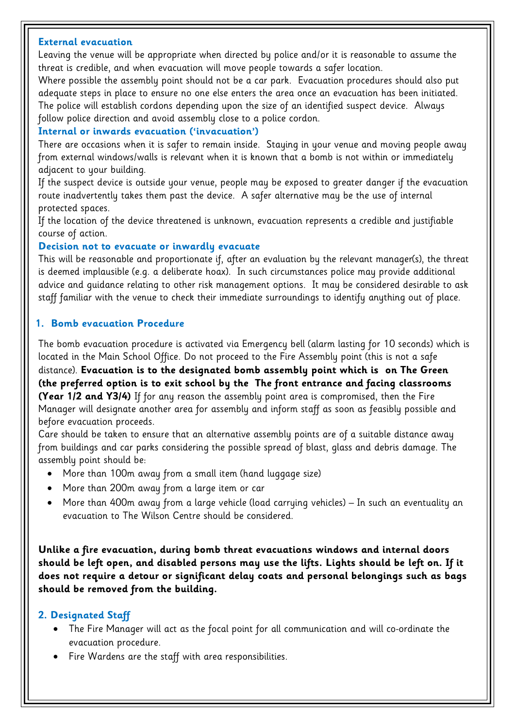### External evacuation

Leaving the venue will be appropriate when directed by police and/or it is reasonable to assume the threat is credible, and when evacuation will move people towards a safer location.

Where possible the assembly point should not be a car park. Evacuation procedures should also put adequate steps in place to ensure no one else enters the area once an evacuation has been initiated. The police will establish cordons depending upon the size of an identified suspect device. Always follow police direction and avoid assembly close to a police cordon.

### Internal or inwards evacuation ('invacuation')

There are occasions when it is safer to remain inside. Staying in your venue and moving people away from external windows/walls is relevant when it is known that a bomb is not within or immediately adjacent to your building.

If the suspect device is outside your venue, people may be exposed to greater danger if the evacuation route inadvertently takes them past the device. A safer alternative may be the use of internal protected spaces.

If the location of the device threatened is unknown, evacuation represents a credible and justifiable course of action.

### Decision not to evacuate or inwardly evacuate

This will be reasonable and proportionate if, after an evaluation by the relevant manager(s), the threat is deemed implausible (e.g. a deliberate hoax). In such circumstances police may provide additional advice and guidance relating to other risk management options. It may be considered desirable to ask staff familiar with the venue to check their immediate surroundings to identify anything out of place.

## 1. Bomb evacuation Procedure

The bomb evacuation procedure is activated via Emergency bell (alarm lasting for 10 seconds) which is located in the Main School Office. Do not proceed to the Fire Assembly point (this is not a safe distance). **Evacuation is to the designated bomb assembly point which is on The Green (the preferred option is to exit school by the The front entrance and facing classrooms (Year 1/2 and Y3/4)** If for any reason the assembly point area is compromised, then the Fire Manager will designate another area for assembly and inform staff as soon as feasibly possible and before evacuation proceeds.

Care should be taken to ensure that an alternative assembly points are of a suitable distance away from buildings and car parks considering the possible spread of blast, glass and debris damage. The assembly point should be:

- More than 100m away from a small item (hand luggage size)
- More than 200m away from a large item or car
- More than 400m away from a large vehicle (load carrying vehicles) – In such an eventuality an evacuation to The Wilson Centre should be considered.

**Unlike a fire evacuation, during bomb threat evacuations windows and internal doors should be left open, and disabled persons may use the lifts. Lights should be left on. If it does not require a detour or significant delay coats and personal belongings such as bags should be removed from the building.**

## 2. Designated Staff

- The Fire Manager will act as the focal point for all communication and will co-ordinate the evacuation procedure.
- Fire Wardens are the staff with area responsibilities.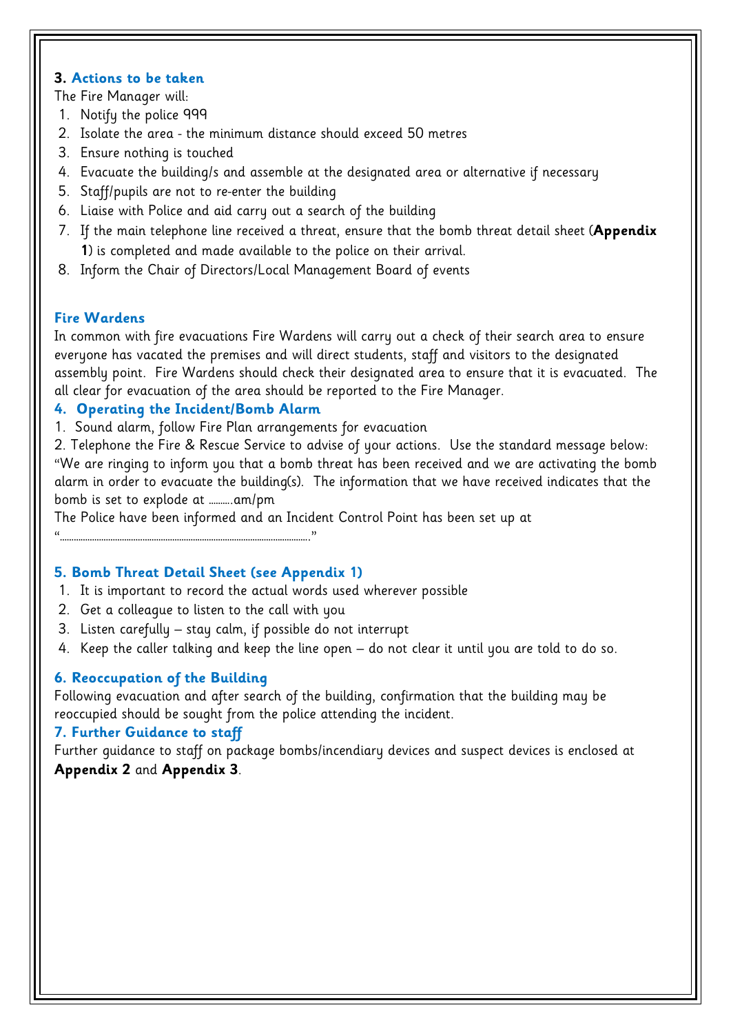### 3. Actions to be taken

The Fire Manager will:

1. Notify the police 999
2. Isolate the area - the minimum distance should exceed 50 metres
3. Ensure nothing is touched
4. Evacuate the building/s and assemble at the designated area or alternative if necessary
5. Staff/pupils are not to re-enter the building
6. Liaise with Police and aid carry out a search of the building
7. If the main telephone line received a threat, ensure that the bomb threat detail sheet (**Appendix 1**) is completed and made available to the police on their arrival.
8. Inform the Chair of Directors/Local Management Board of events

### Fire Wardens

In common with fire evacuations Fire Wardens will carry out a check of their search area to ensure everyone has vacated the premises and will direct students, staff and visitors to the designated assembly point. Fire Wardens should check their designated area to ensure that it is evacuated. The all clear for evacuation of the area should be reported to the Fire Manager.

### 4. Operating the Incident/Bomb Alarm

1. Sound alarm, follow Fire Plan arrangements for evacuation
2. Telephone the Fire & Rescue Service to advise of your actions. Use the standard message below:

"We are ringing to inform you that a bomb threat has been received and we are activating the bomb alarm in order to evacuate the building(s). The information that we have received indicates that the bomb is set to explode at ……….am/pm

The Police have been informed and an Incident Control Point has been set up at "…………………………………………………………………………………………."

### 5. Bomb Threat Detail Sheet (see Appendix 1)

1. It is important to record the actual words used wherever possible
2. Get a colleague to listen to the call with you
3. Listen carefully – stay calm, if possible do not interrupt
4. Keep the caller talking and keep the line open – do not clear it until you are told to do so.

### 6. Reoccupation of the Building

Following evacuation and after search of the building, confirmation that the building may be reoccupied should be sought from the police attending the incident.

### 7. Further Guidance to staff

Further guidance to staff on package bombs/incendiary devices and suspect devices is enclosed at **Appendix 2** and **Appendix 3**.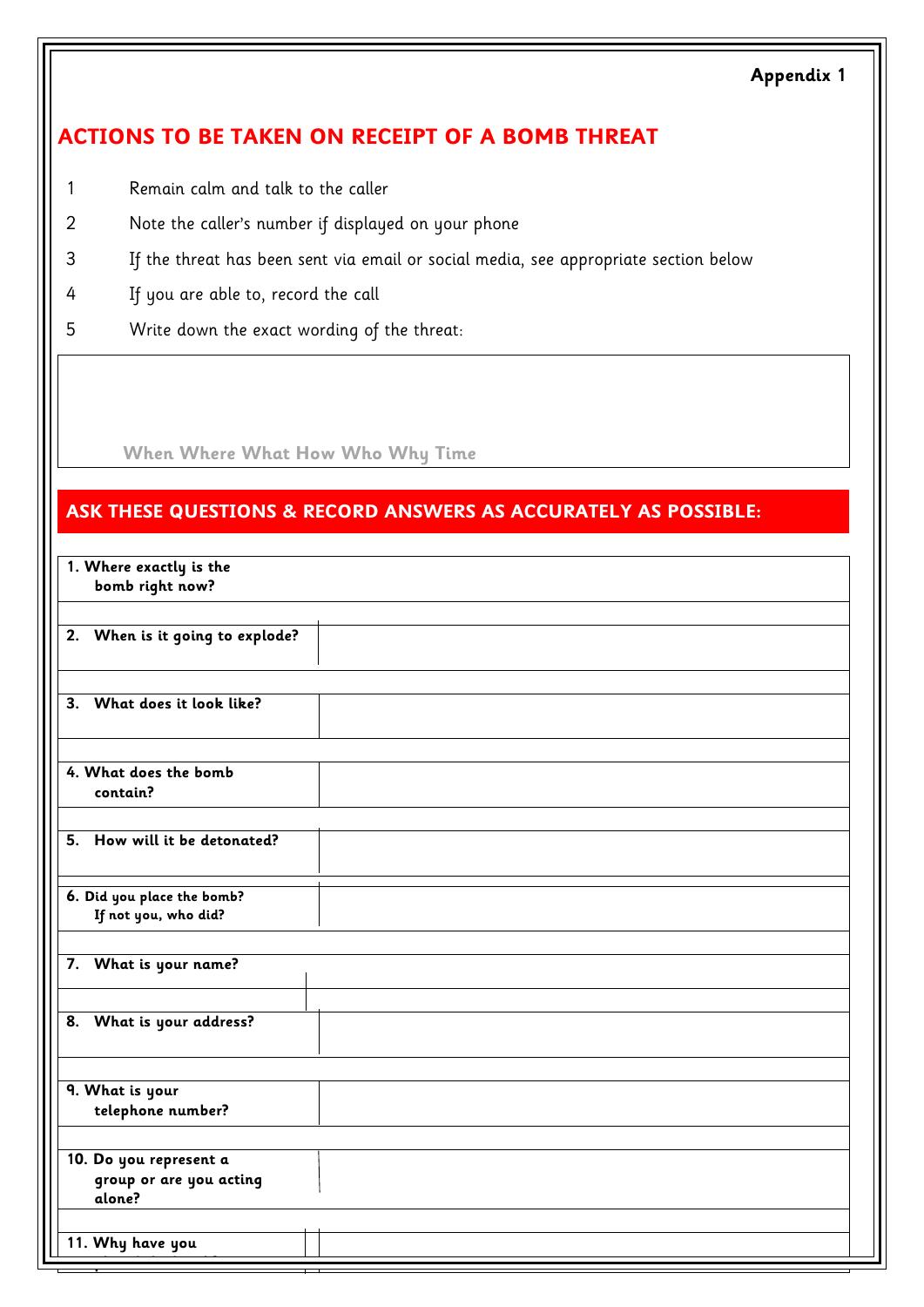**Appendix 1**

## ACTIONS TO BE TAKEN ON RECEIPT OF A BOMB THREAT

1. Remain calm and talk to the caller
2. Note the caller's number if displayed on your phone
3. If the threat has been sent via email or social media, see appropriate section below
4. If you are able to, record the call
5. Write down the exact wording of the threat:

| When Where What How Who Why Time |
|---|

## ASK THESE QUESTIONS & RECORD ANSWERS AS ACCURATELY AS POSSIBLE:

| Question | Answer |
|---|---|
| **1. Where exactly is the bomb right now?** | |
| **2. When is it going to explode?** | |
| **3. What does it look like?** | |
| **4. What does the bomb contain?** | |
| **5. How will it be detonated?** | |
| **6. Did you place the bomb? If not you, who did?** | |
| **7. What is your name?** | |
| **8. What is your address?** | |
| **9. What is your telephone number?** | |
| **10. Do you represent a group or are you acting alone?** | |
| **11. Why have you** | |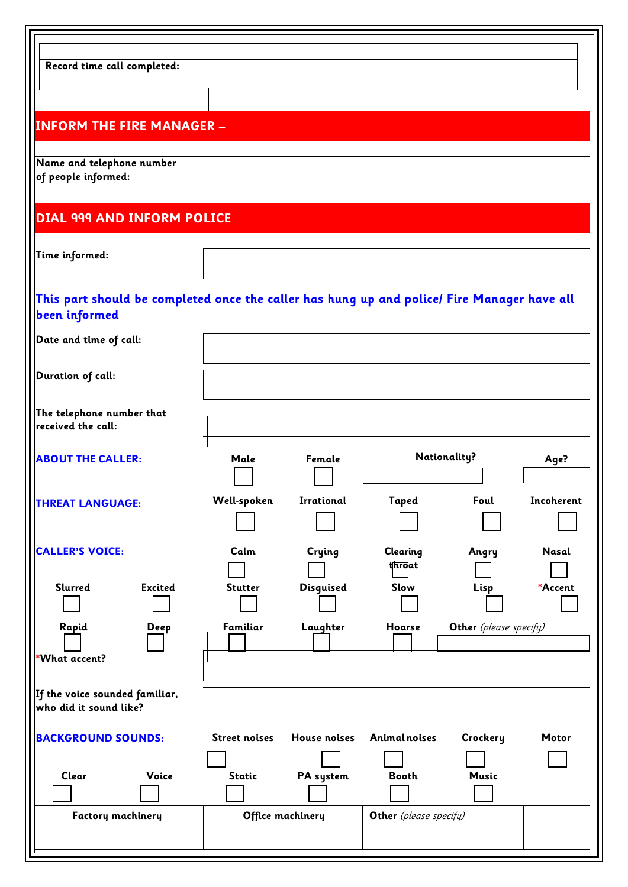**Record time call completed:**

## INFORM THE FIRE MANAGER –

**Name and telephone number of people informed:**

## DIAL 999 AND INFORM POLICE

**Time informed:**

**This part should be completed once the caller has hung up and police/ Fire Manager have all been informed**

**Date and time of call:**

**Duration of call:**

**The telephone number that received the call:**

**ABOUT THE CALLER:**

| Male | Female | Nationality? | Age? |
|---|---|---|---|
| ☐ | ☐ | | |

**THREAT LANGUAGE:**

| Well-spoken | Irrational | Taped | Foul | Incoherent |
|---|---|---|---|---|
| ☐ | ☐ | ☐ | ☐ | ☐ |

**CALLER'S VOICE:**

| | | Calm | Crying | Clearing throat | Angry | Nasal |
|---|---|---|---|---|---|---|
| | | ☐ | ☐ | ☐ | ☐ | ☐ |
| **Slurred** | **Excited** | **Stutter** | **Disguised** | **Slow** | **Lisp** | **\*Accent** |
| ☐ | ☐ | ☐ | ☐ | ☐ | ☐ | ☐ |
| **Rapid** | **Deep** | **Familiar** | **Laughter** | **Hoarse** | **Other** *(please specify)* | |
| ☐ | ☐ | ☐ | ☐ | ☐ | | |

**\*What accent?**

**If the voice sounded familiar, who did it sound like?**

**BACKGROUND SOUNDS:**

| | | Street noises | House noises | Animal noises | Crockery | Motor |
|---|---|---|---|---|---|---|
| | | ☐ | ☐ | ☐ | ☐ | ☐ |
| **Clear** | **Voice** | **Static** | **PA system** | **Booth** | **Music** | |
| ☐ | ☐ | ☐ | ☐ | ☐ | ☐ | |

| Factory machinery | Office machinery | Other *(please specify)* | |
|---|---|---|---|
| | | | |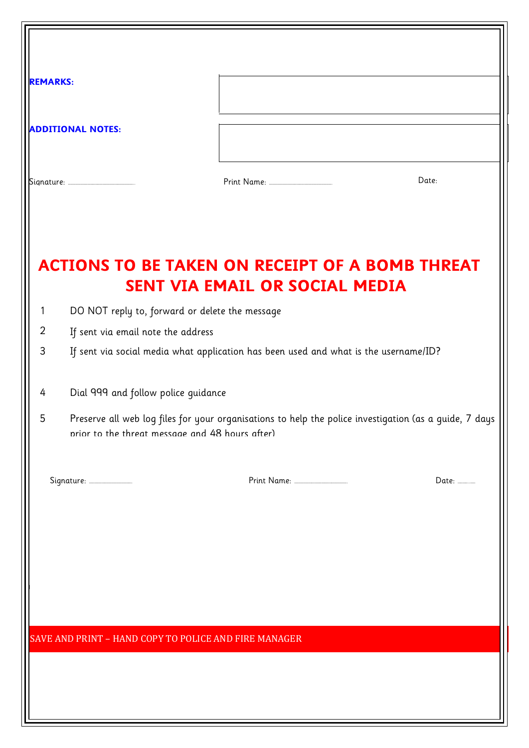**REMARKS:**

**ADDITIONAL NOTES:**

Signature: .................................... Print Name: .................................... Date:

## ACTIONS TO BE TAKEN ON RECEIPT OF A BOMB THREAT SENT VIA EMAIL OR SOCIAL MEDIA

1. DO NOT reply to, forward or delete the message
2. If sent via email note the address
3. If sent via social media what application has been used and what is the username/ID?
4. Dial 999 and follow police guidance
5. Preserve all web log files for your organisations to help the police investigation (as a guide, 7 days prior to the threat message and 48 hours after)

Signature: .................................... Print Name: .................................... Date: ..........

SAVE AND PRINT – HAND COPY TO POLICE AND FIRE MANAGER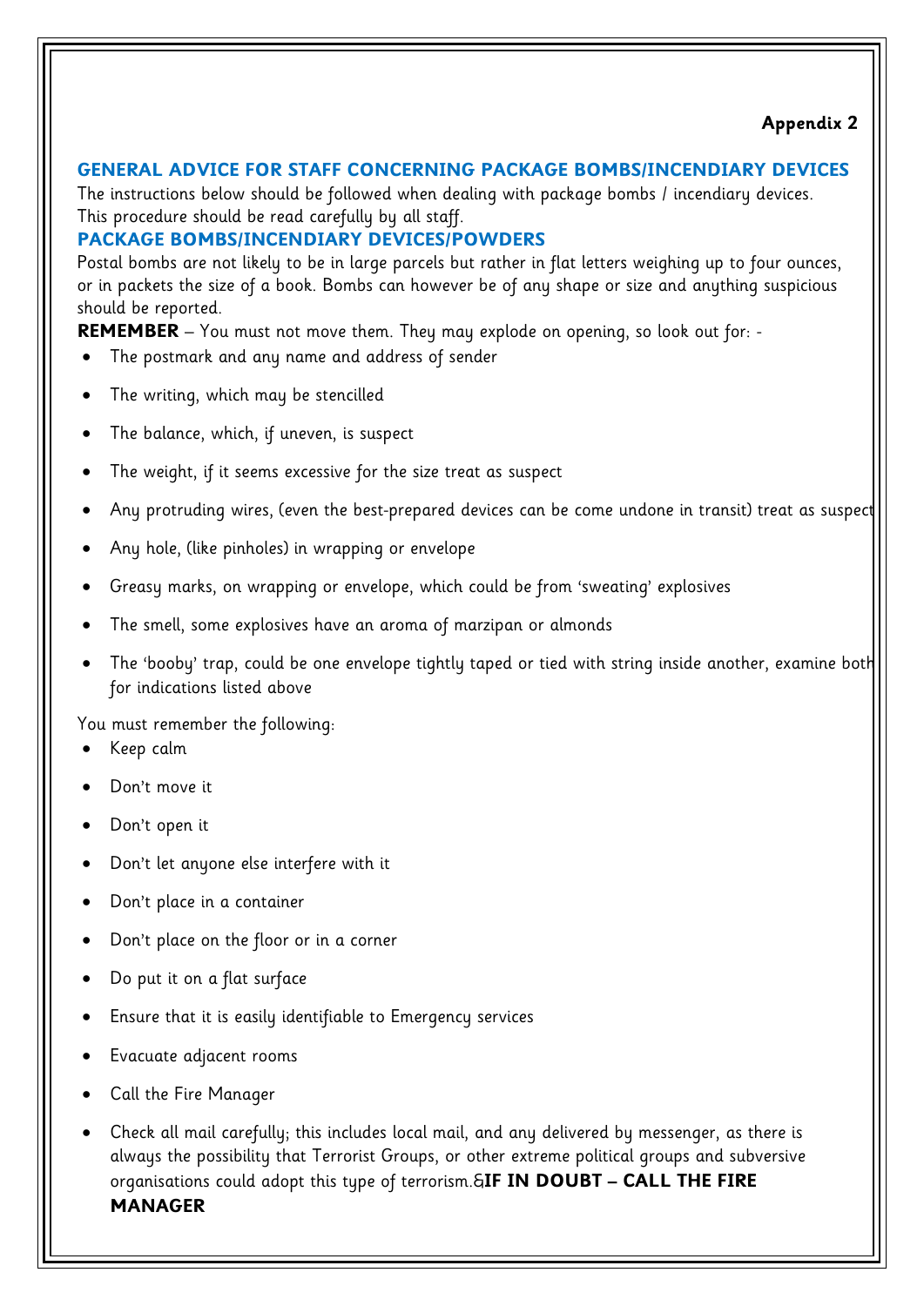**Appendix 2**

## GENERAL ADVICE FOR STAFF CONCERNING PACKAGE BOMBS/INCENDIARY DEVICES

The instructions below should be followed when dealing with package bombs / incendiary devices. This procedure should be read carefully by all staff.

## PACKAGE BOMBS/INCENDIARY DEVICES/POWDERS

Postal bombs are not likely to be in large parcels but rather in flat letters weighing up to four ounces, or in packets the size of a book. Bombs can however be of any shape or size and anything suspicious should be reported.

**REMEMBER** – You must not move them. They may explode on opening, so look out for: -

- The postmark and any name and address of sender
- The writing, which may be stencilled
- The balance, which, if uneven, is suspect
- The weight, if it seems excessive for the size treat as suspect
- Any protruding wires, (even the best-prepared devices can be come undone in transit) treat as suspect
- Any hole, (like pinholes) in wrapping or envelope
- Greasy marks, on wrapping or envelope, which could be from 'sweating' explosives
- The smell, some explosives have an aroma of marzipan or almonds
- The 'booby' trap, could be one envelope tightly taped or tied with string inside another, examine both for indications listed above

You must remember the following:

- Keep calm
- Don't move it
- Don't open it
- Don't let anyone else interfere with it
- Don't place in a container
- Don't place on the floor or in a corner
- Do put it on a flat surface
- Ensure that it is easily identifiable to Emergency services
- Evacuate adjacent rooms
- Call the Fire Manager
- Check all mail carefully; this includes local mail, and any delivered by messenger, as there is always the possibility that Terrorist Groups, or other extreme political groups and subversive organisations could adopt this type of terrorism.&**IF IN DOUBT – CALL THE FIRE MANAGER**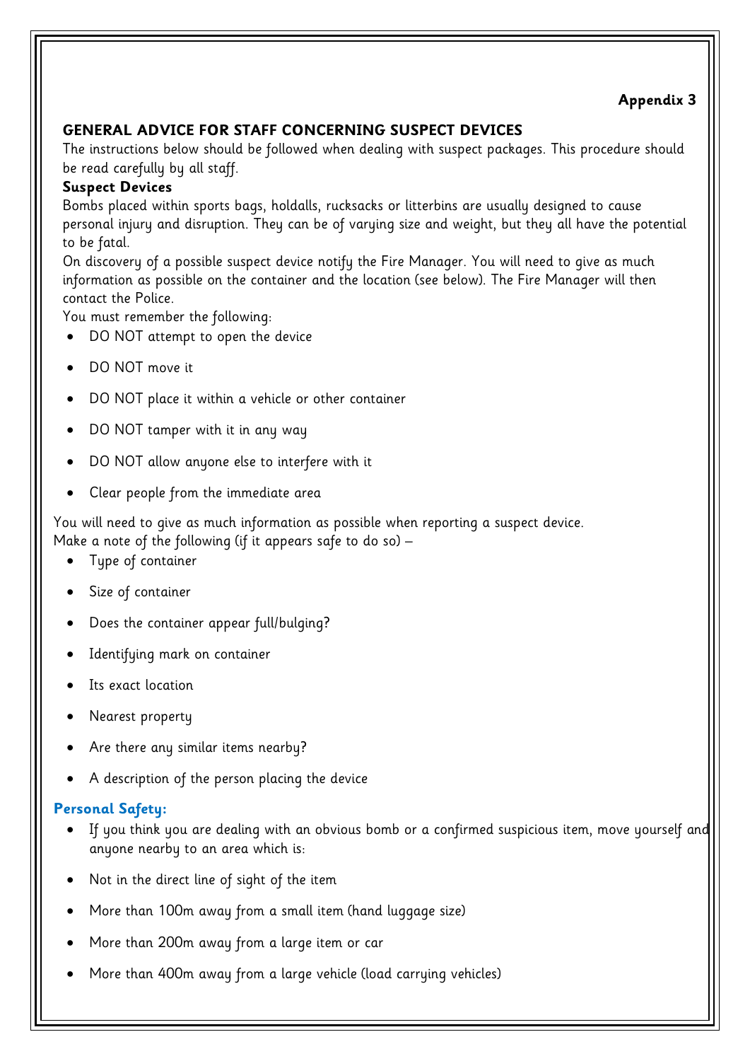**Appendix 3**

## GENERAL ADVICE FOR STAFF CONCERNING SUSPECT DEVICES

The instructions below should be followed when dealing with suspect packages. This procedure should be read carefully by all staff.

**Suspect Devices**

Bombs placed within sports bags, holdalls, rucksacks or litterbins are usually designed to cause personal injury and disruption. They can be of varying size and weight, but they all have the potential to be fatal.

On discovery of a possible suspect device notify the Fire Manager. You will need to give as much information as possible on the container and the location (see below). The Fire Manager will then contact the Police.

You must remember the following:

- DO NOT attempt to open the device
- DO NOT move it
- DO NOT place it within a vehicle or other container
- DO NOT tamper with it in any way
- DO NOT allow anyone else to interfere with it
- Clear people from the immediate area

You will need to give as much information as possible when reporting a suspect device.
Make a note of the following (if it appears safe to do so) –

- Type of container
- Size of container
- Does the container appear full/bulging?
- Identifying mark on container
- Its exact location
- Nearest property
- Are there any similar items nearby?
- A description of the person placing the device

**Personal Safety:**

- If you think you are dealing with an obvious bomb or a confirmed suspicious item, move yourself and anyone nearby to an area which is:
- Not in the direct line of sight of the item
- More than 100m away from a small item (hand luggage size)
- More than 200m away from a large item or car
- More than 400m away from a large vehicle (load carrying vehicles)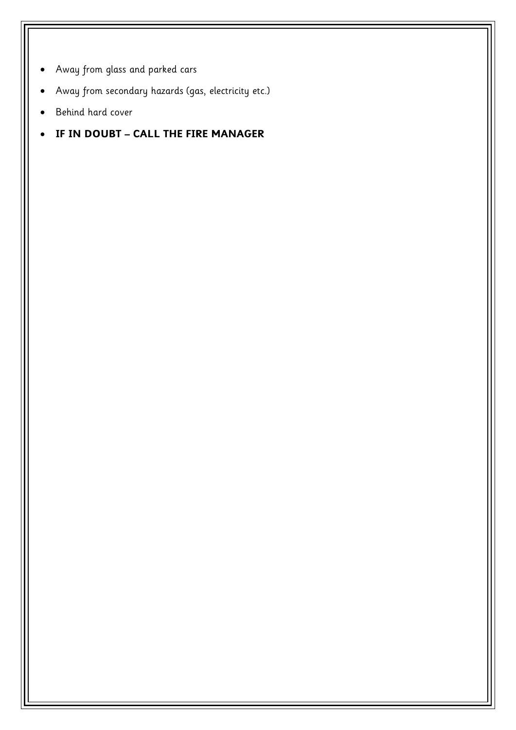- Away from glass and parked cars
- Away from secondary hazards (gas, electricity etc.)
- Behind hard cover
- **IF IN DOUBT – CALL THE FIRE MANAGER**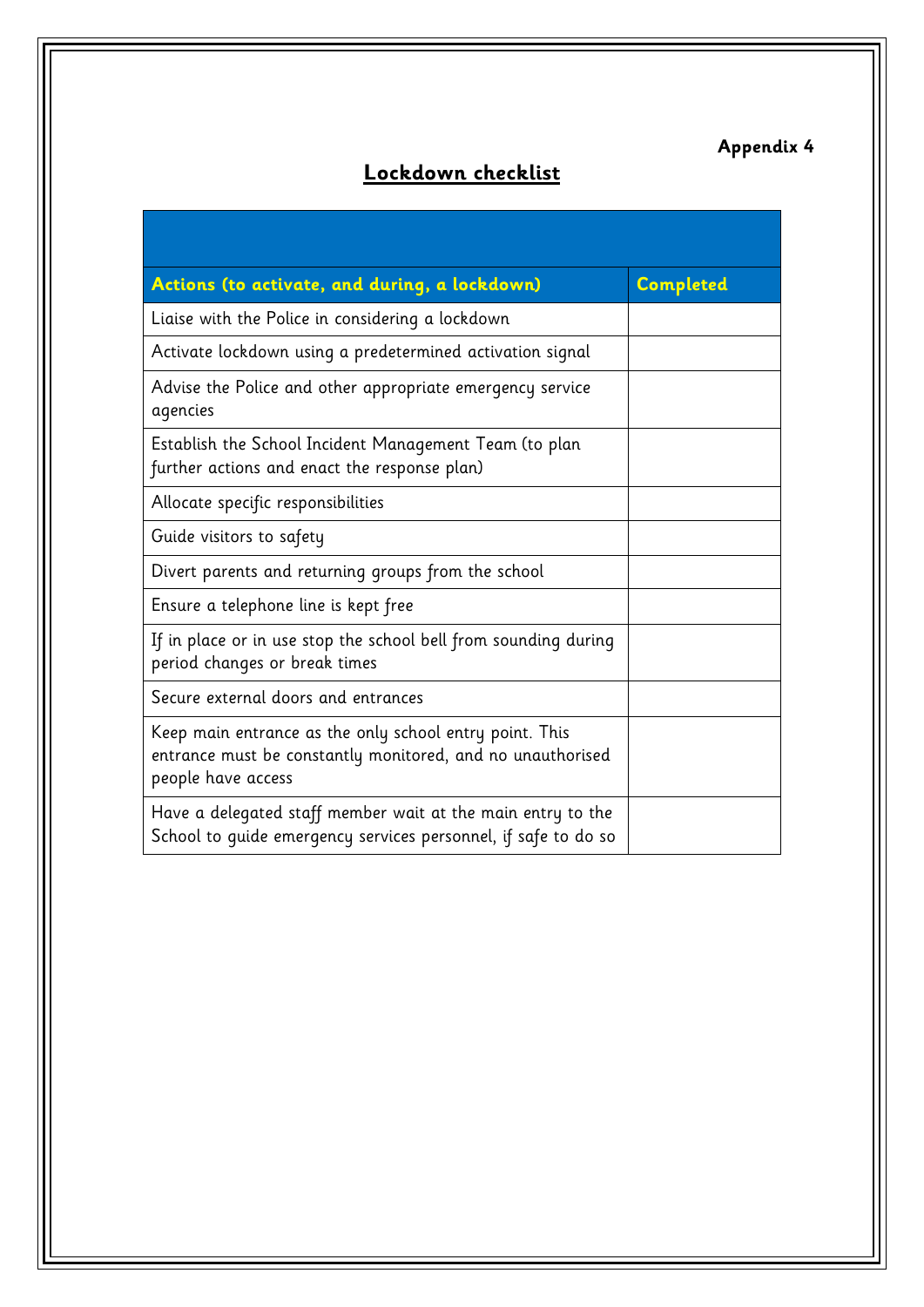**Appendix 4**

## Lockdown checklist

| Actions (to activate, and during, a lockdown) | Completed |
| --- | --- |
| Liaise with the Police in considering a lockdown | |
| Activate lockdown using a predetermined activation signal | |
| Advise the Police and other appropriate emergency service agencies | |
| Establish the School Incident Management Team (to plan further actions and enact the response plan) | |
| Allocate specific responsibilities | |
| Guide visitors to safety | |
| Divert parents and returning groups from the school | |
| Ensure a telephone line is kept free | |
| If in place or in use stop the school bell from sounding during period changes or break times | |
| Secure external doors and entrances | |
| Keep main entrance as the only school entry point. This entrance must be constantly monitored, and no unauthorised people have access | |
| Have a delegated staff member wait at the main entry to the School to guide emergency services personnel, if safe to do so | |